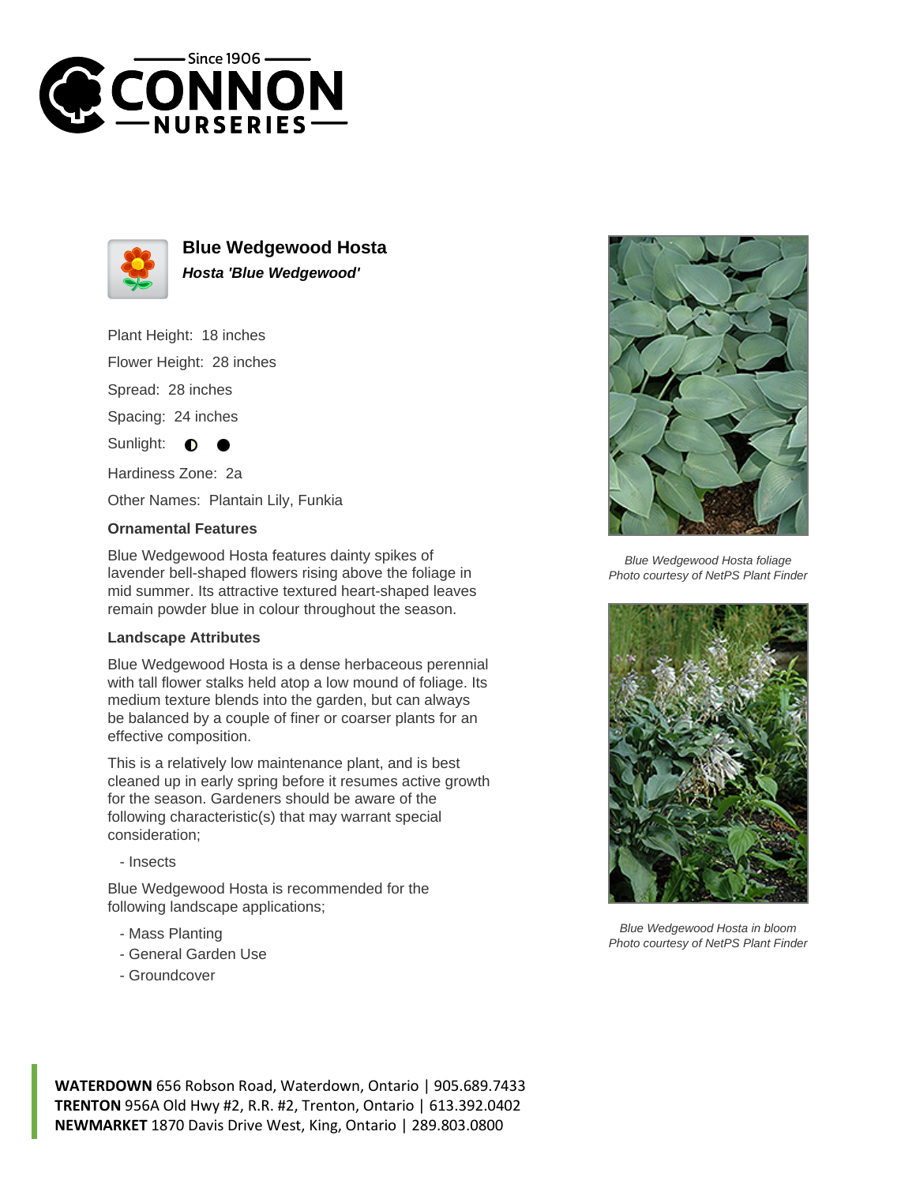# Blue Wedgewood Hosta

***Hosta 'Blue Wedgewood'***

Plant Height: 18 inches

Flower Height: 28 inches

Spread: 28 inches

Spacing: 24 inches

Sunlight: ◐ ●

Hardiness Zone: 2a

Other Names: Plantain Lily, Funkia

### Ornamental Features

Blue Wedgewood Hosta features dainty spikes of lavender bell-shaped flowers rising above the foliage in mid summer. Its attractive textured heart-shaped leaves remain powder blue in colour throughout the season.

### Landscape Attributes

Blue Wedgewood Hosta is a dense herbaceous perennial with tall flower stalks held atop a low mound of foliage. Its medium texture blends into the garden, but can always be balanced by a couple of finer or coarser plants for an effective composition.

This is a relatively low maintenance plant, and is best cleaned up in early spring before it resumes active growth for the season. Gardeners should be aware of the following characteristic(s) that may warrant special consideration;

- Insects

Blue Wedgewood Hosta is recommended for the following landscape applications;

- Mass Planting
- General Garden Use
- Groundcover

*Blue Wedgewood Hosta foliage*
*Photo courtesy of NetPS Plant Finder*

*Blue Wedgewood Hosta in bloom*
*Photo courtesy of NetPS Plant Finder*

**WATERDOWN** 656 Robson Road, Waterdown, Ontario | 905.689.7433
**TRENTON** 956A Old Hwy #2, R.R. #2, Trenton, Ontario | 613.392.0402
**NEWMARKET** 1870 Davis Drive West, King, Ontario | 289.803.0800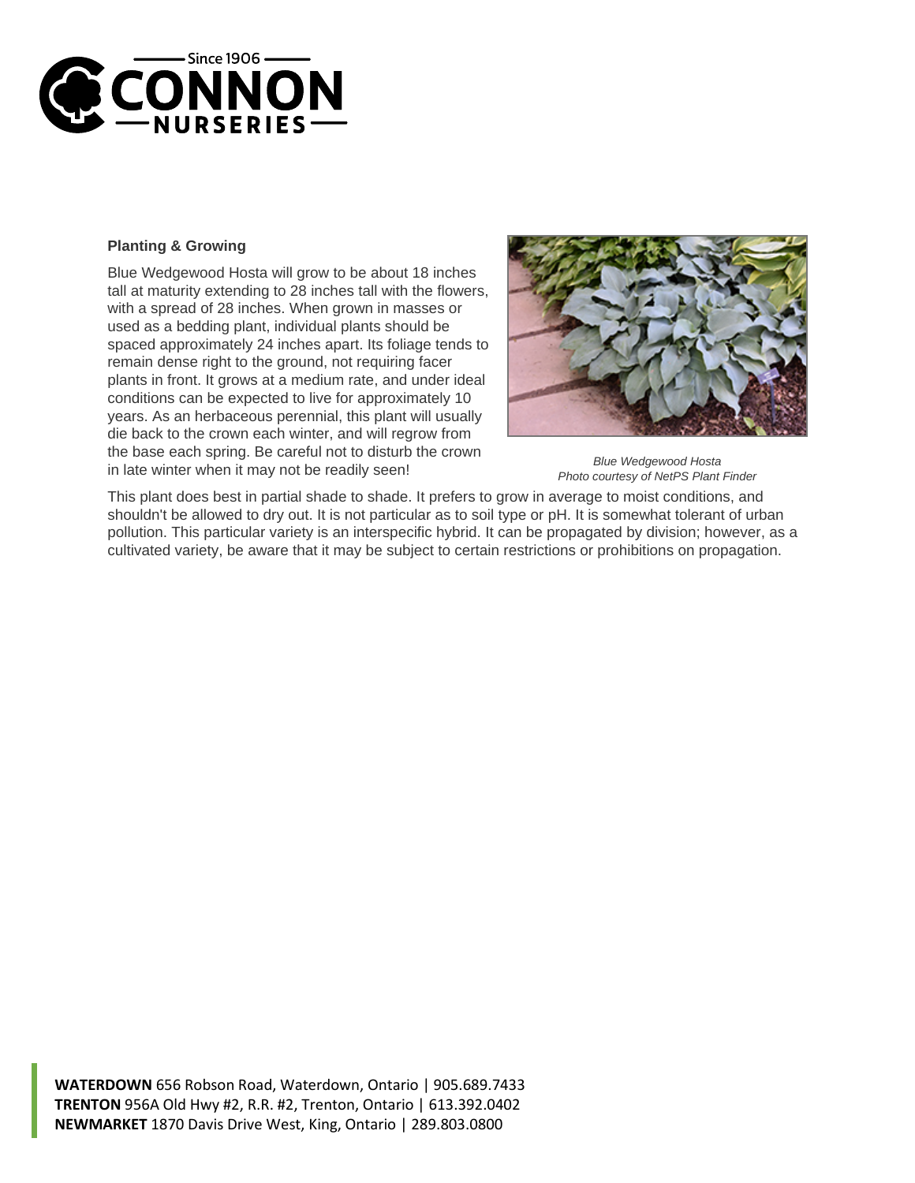### Planting & Growing

Blue Wedgewood Hosta will grow to be about 18 inches tall at maturity extending to 28 inches tall with the flowers, with a spread of 28 inches. When grown in masses or used as a bedding plant, individual plants should be spaced approximately 24 inches apart. Its foliage tends to remain dense right to the ground, not requiring facer plants in front. It grows at a medium rate, and under ideal conditions can be expected to live for approximately 10 years. As an herbaceous perennial, this plant will usually die back to the crown each winter, and will regrow from the base each spring. Be careful not to disturb the crown in late winter when it may not be readily seen!

*Blue Wedgewood Hosta*
*Photo courtesy of NetPS Plant Finder*

This plant does best in partial shade to shade. It prefers to grow in average to moist conditions, and shouldn't be allowed to dry out. It is not particular as to soil type or pH. It is somewhat tolerant of urban pollution. This particular variety is an interspecific hybrid. It can be propagated by division; however, as a cultivated variety, be aware that it may be subject to certain restrictions or prohibitions on propagation.